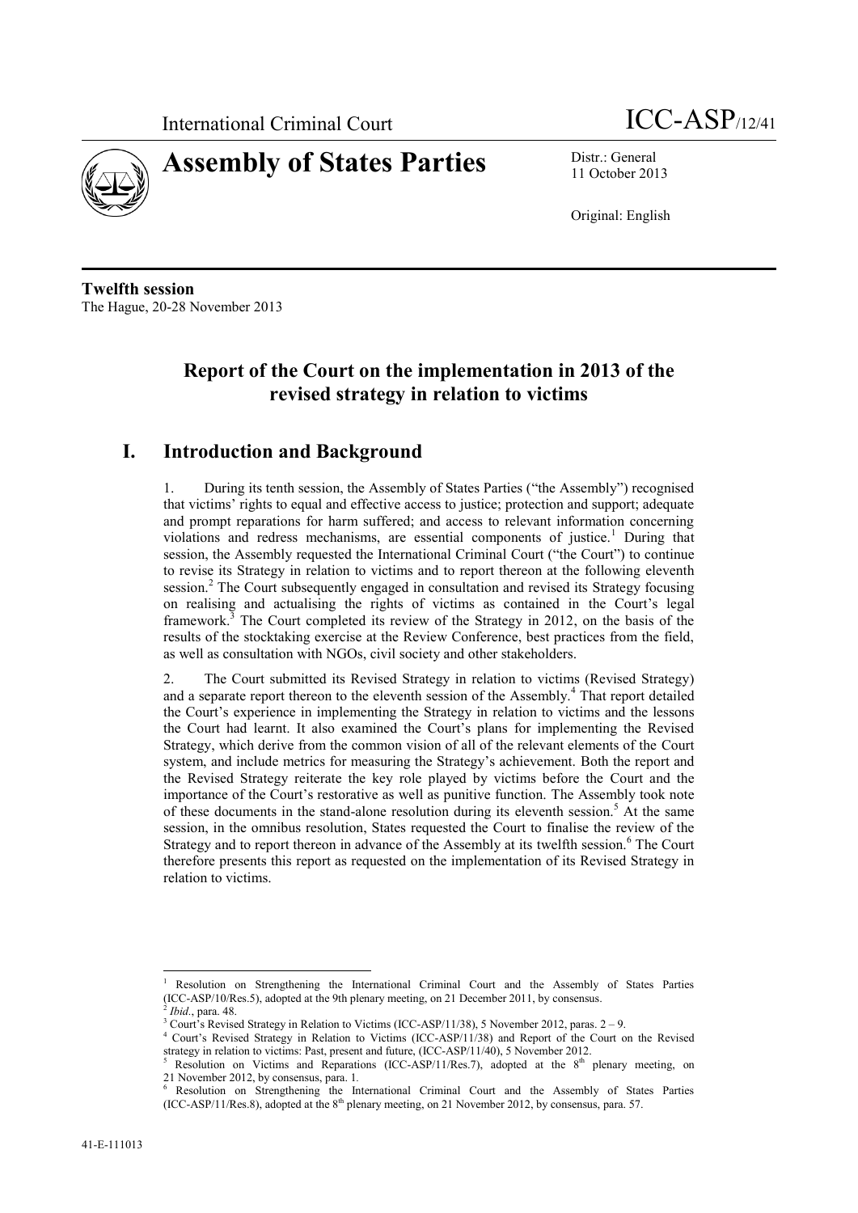International Criminal Court ICC-ASP/12/41

# Assembly of States Parties

Distr.: General
11 October 2013

Original: English

**Twelfth session**
The Hague, 20-28 November 2013

## Report of the Court on the implementation in 2013 of the revised strategy in relation to victims

## I. Introduction and Background

1. During its tenth session, the Assembly of States Parties ("the Assembly") recognised that victims' rights to equal and effective access to justice; protection and support; adequate and prompt reparations for harm suffered; and access to relevant information concerning violations and redress mechanisms, are essential components of justice.[1] During that session, the Assembly requested the International Criminal Court ("the Court") to continue to revise its Strategy in relation to victims and to report thereon at the following eleventh session.[2] The Court subsequently engaged in consultation and revised its Strategy focusing on realising and actualising the rights of victims as contained in the Court's legal framework.[3] The Court completed its review of the Strategy in 2012, on the basis of the results of the stocktaking exercise at the Review Conference, best practices from the field, as well as consultation with NGOs, civil society and other stakeholders.

2. The Court submitted its Revised Strategy in relation to victims (Revised Strategy) and a separate report thereon to the eleventh session of the Assembly.[4] That report detailed the Court's experience in implementing the Strategy in relation to victims and the lessons the Court had learnt. It also examined the Court's plans for implementing the Revised Strategy, which derive from the common vision of all of the relevant elements of the Court system, and include metrics for measuring the Strategy's achievement. Both the report and the Revised Strategy reiterate the key role played by victims before the Court and the importance of the Court's restorative as well as punitive function. The Assembly took note of these documents in the stand-alone resolution during its eleventh session.[5] At the same session, in the omnibus resolution, States requested the Court to finalise the review of the Strategy and to report thereon in advance of the Assembly at its twelfth session.[6] The Court therefore presents this report as requested on the implementation of its Revised Strategy in relation to victims.

---

[1] Resolution on Strengthening the International Criminal Court and the Assembly of States Parties (ICC-ASP/10/Res.5), adopted at the 9th plenary meeting, on 21 December 2011, by consensus.

[2] *Ibid.*, para. 48.

[3] Court's Revised Strategy in Relation to Victims (ICC-ASP/11/38), 5 November 2012, paras. 2 – 9.

[4] Court's Revised Strategy in Relation to Victims (ICC-ASP/11/38) and Report of the Court on the Revised strategy in relation to victims: Past, present and future, (ICC-ASP/11/40), 5 November 2012.

[5] Resolution on Victims and Reparations (ICC-ASP/11/Res.7), adopted at the 8th plenary meeting, on 21 November 2012, by consensus, para. 1.

[6] Resolution on Strengthening the International Criminal Court and the Assembly of States Parties (ICC-ASP/11/Res.8), adopted at the 8th plenary meeting, on 21 November 2012, by consensus, para. 57.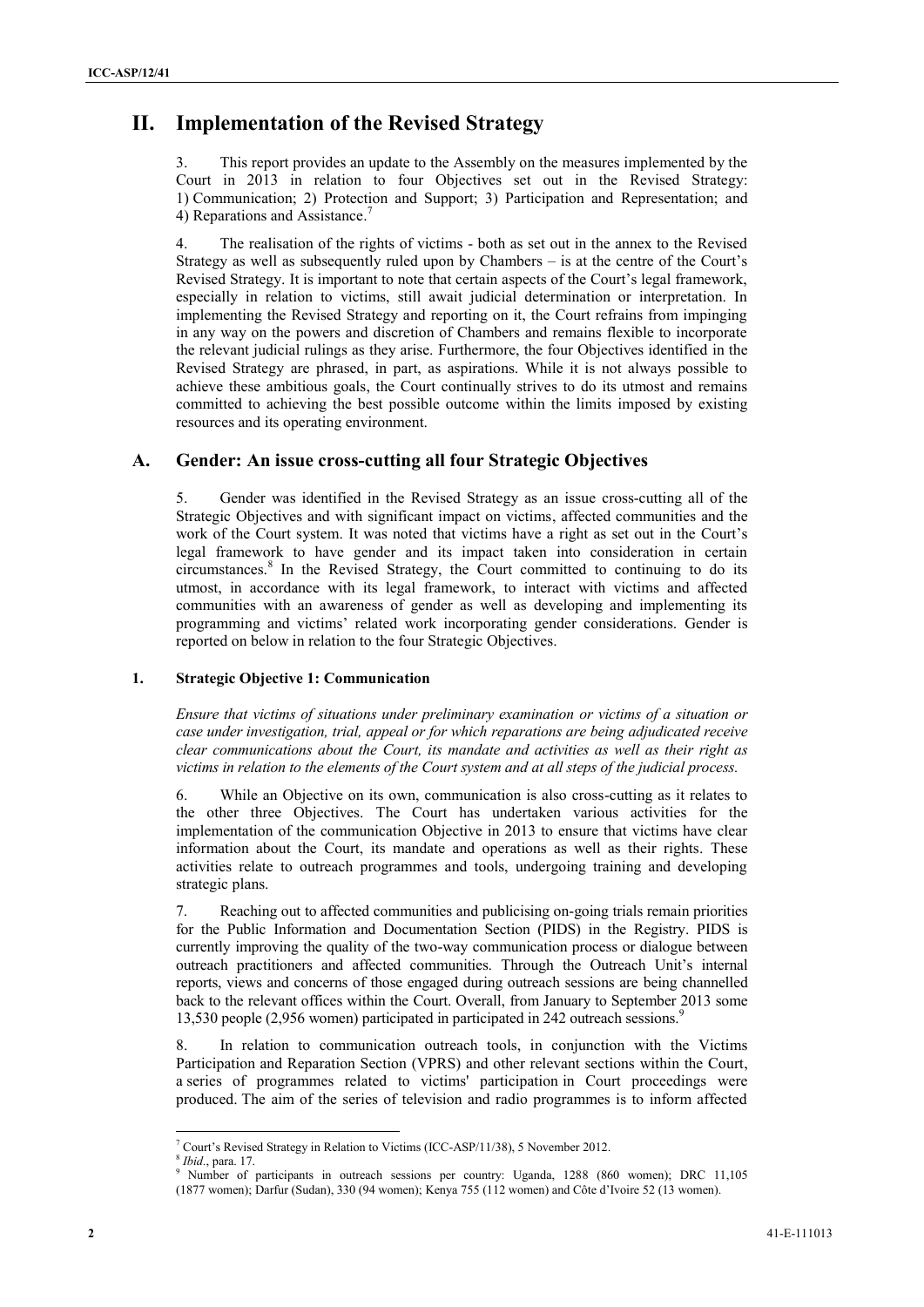# II. Implementation of the Revised Strategy

3. This report provides an update to the Assembly on the measures implemented by the Court in 2013 in relation to four Objectives set out in the Revised Strategy: 1) Communication; 2) Protection and Support; 3) Participation and Representation; and 4) Reparations and Assistance.[7]

4. The realisation of the rights of victims - both as set out in the annex to the Revised Strategy as well as subsequently ruled upon by Chambers – is at the centre of the Court's Revised Strategy. It is important to note that certain aspects of the Court's legal framework, especially in relation to victims, still await judicial determination or interpretation. In implementing the Revised Strategy and reporting on it, the Court refrains from impinging in any way on the powers and discretion of Chambers and remains flexible to incorporate the relevant judicial rulings as they arise. Furthermore, the four Objectives identified in the Revised Strategy are phrased, in part, as aspirations. While it is not always possible to achieve these ambitious goals, the Court continually strives to do its utmost and remains committed to achieving the best possible outcome within the limits imposed by existing resources and its operating environment.

## A. Gender: An issue cross-cutting all four Strategic Objectives

5. Gender was identified in the Revised Strategy as an issue cross-cutting all of the Strategic Objectives and with significant impact on victims, affected communities and the work of the Court system. It was noted that victims have a right as set out in the Court's legal framework to have gender and its impact taken into consideration in certain circumstances.[8] In the Revised Strategy, the Court committed to continuing to do its utmost, in accordance with its legal framework, to interact with victims and affected communities with an awareness of gender as well as developing and implementing its programming and victims' related work incorporating gender considerations. Gender is reported on below in relation to the four Strategic Objectives.

### 1. Strategic Objective 1: Communication

*Ensure that victims of situations under preliminary examination or victims of a situation or case under investigation, trial, appeal or for which reparations are being adjudicated receive clear communications about the Court, its mandate and activities as well as their right as victims in relation to the elements of the Court system and at all steps of the judicial process.*

6. While an Objective on its own, communication is also cross-cutting as it relates to the other three Objectives. The Court has undertaken various activities for the implementation of the communication Objective in 2013 to ensure that victims have clear information about the Court, its mandate and operations as well as their rights. These activities relate to outreach programmes and tools, undergoing training and developing strategic plans.

7. Reaching out to affected communities and publicising on-going trials remain priorities for the Public Information and Documentation Section (PIDS) in the Registry. PIDS is currently improving the quality of the two-way communication process or dialogue between outreach practitioners and affected communities. Through the Outreach Unit's internal reports, views and concerns of those engaged during outreach sessions are being channelled back to the relevant offices within the Court. Overall, from January to September 2013 some 13,530 people (2,956 women) participated in participated in 242 outreach sessions.[9]

8. In relation to communication outreach tools, in conjunction with the Victims Participation and Reparation Section (VPRS) and other relevant sections within the Court, a series of programmes related to victims' participation in Court proceedings were produced. The aim of the series of television and radio programmes is to inform affected

---

[7] Court's Revised Strategy in Relation to Victims (ICC-ASP/11/38), 5 November 2012.

[8] *Ibid*., para. 17.

[9] Number of participants in outreach sessions per country: Uganda, 1288 (860 women); DRC 11,105 (1877 women); Darfur (Sudan), 330 (94 women); Kenya 755 (112 women) and Côte d'Ivoire 52 (13 women).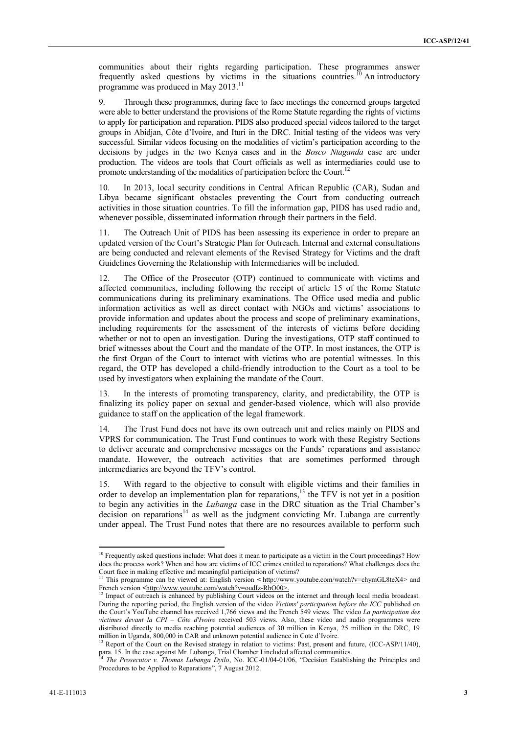communities about their rights regarding participation. These programmes answer frequently asked questions by victims in the situations countries.[10] An introductory programme was produced in May 2013.[11]

9. Through these programmes, during face to face meetings the concerned groups targeted were able to better understand the provisions of the Rome Statute regarding the rights of victims to apply for participation and reparation. PIDS also produced special videos tailored to the target groups in Abidjan, Côte d'Ivoire, and Ituri in the DRC. Initial testing of the videos was very successful. Similar videos focusing on the modalities of victim's participation according to the decisions by judges in the two Kenya cases and in the *Bosco Ntaganda* case are under production. The videos are tools that Court officials as well as intermediaries could use to promote understanding of the modalities of participation before the Court.[12]

10. In 2013, local security conditions in Central African Republic (CAR), Sudan and Libya became significant obstacles preventing the Court from conducting outreach activities in those situation countries. To fill the information gap, PIDS has used radio and, whenever possible, disseminated information through their partners in the field.

11. The Outreach Unit of PIDS has been assessing its experience in order to prepare an updated version of the Court's Strategic Plan for Outreach. Internal and external consultations are being conducted and relevant elements of the Revised Strategy for Victims and the draft Guidelines Governing the Relationship with Intermediaries will be included.

12. The Office of the Prosecutor (OTP) continued to communicate with victims and affected communities, including following the receipt of article 15 of the Rome Statute communications during its preliminary examinations. The Office used media and public information activities as well as direct contact with NGOs and victims' associations to provide information and updates about the process and scope of preliminary examinations, including requirements for the assessment of the interests of victims before deciding whether or not to open an investigation. During the investigations, OTP staff continued to brief witnesses about the Court and the mandate of the OTP. In most instances, the OTP is the first Organ of the Court to interact with victims who are potential witnesses. In this regard, the OTP has developed a child-friendly introduction to the Court as a tool to be used by investigators when explaining the mandate of the Court.

13. In the interests of promoting transparency, clarity, and predictability, the OTP is finalizing its policy paper on sexual and gender-based violence, which will also provide guidance to staff on the application of the legal framework.

14. The Trust Fund does not have its own outreach unit and relies mainly on PIDS and VPRS for communication. The Trust Fund continues to work with these Registry Sections to deliver accurate and comprehensive messages on the Funds' reparations and assistance mandate. However, the outreach activities that are sometimes performed through intermediaries are beyond the TFV's control.

15. With regard to the objective to consult with eligible victims and their families in order to develop an implementation plan for reparations,[13] the TFV is not yet in a position to begin any activities in the *Lubanga* case in the DRC situation as the Trial Chamber's decision on reparations[14] as well as the judgment convicting Mr. Lubanga are currently under appeal. The Trust Fund notes that there are no resources available to perform such

---

[10] Frequently asked questions include: What does it mean to participate as a victim in the Court proceedings? How does the process work? When and how are victims of ICC crimes entitled to reparations? What challenges does the Court face in making effective and meaningful participation of victims?

[11] This programme can be viewed at: English version < http://www.youtube.com/watch?v=chymGL8teX4> and French version <http://www.youtube.com/watch?v=oudIz-RhO00>.

[12] Impact of outreach is enhanced by publishing Court videos on the internet and through local media broadcast. During the reporting period, the English version of the video *Victims' participation before the ICC* published on the Court's YouTube channel has received 1,766 views and the French 549 views. The video *La participation des victimes devant la CPI – Côte d'Ivoire* received 503 views. Also, these video and audio programmes were distributed directly to media reaching potential audiences of 30 million in Kenya, 25 million in the DRC, 19 million in Uganda, 800,000 in CAR and unknown potential audience in Cote d'Ivoire.

[13] Report of the Court on the Revised strategy in relation to victims: Past, present and future, (ICC-ASP/11/40), para. 15. In the case against Mr. Lubanga, Trial Chamber I included affected communities.

[14] *The Prosecutor v. Thomas Lubanga Dyilo*, No. ICC-01/04-01/06, "Decision Establishing the Principles and Procedures to be Applied to Reparations", 7 August 2012.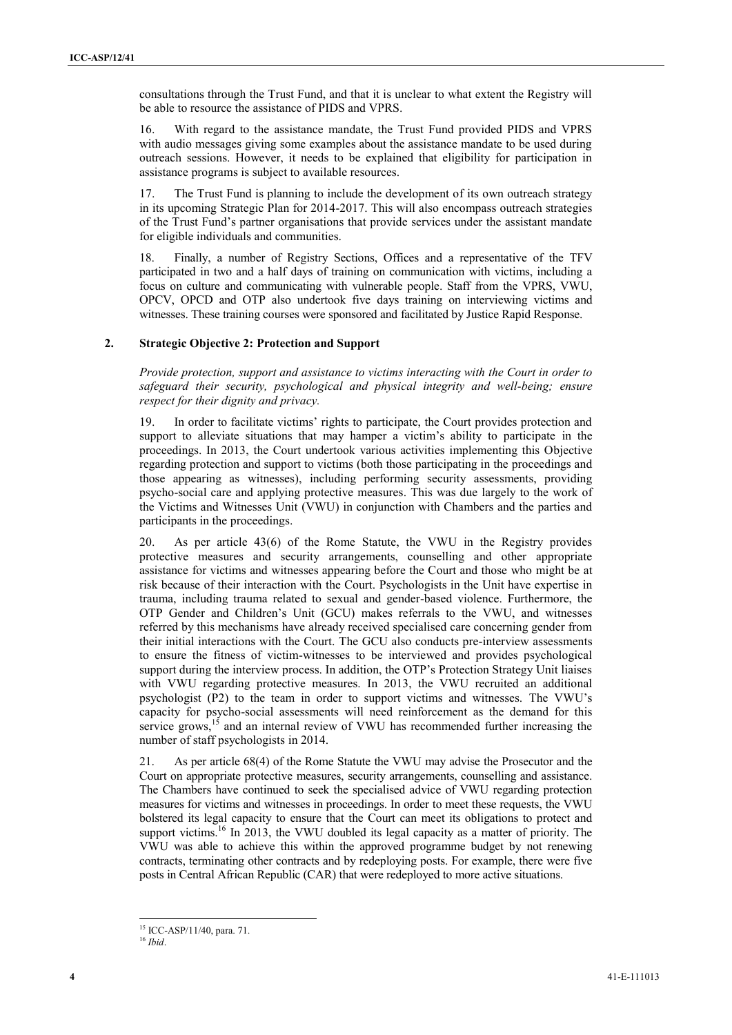consultations through the Trust Fund, and that it is unclear to what extent the Registry will be able to resource the assistance of PIDS and VPRS.

16. With regard to the assistance mandate, the Trust Fund provided PIDS and VPRS with audio messages giving some examples about the assistance mandate to be used during outreach sessions. However, it needs to be explained that eligibility for participation in assistance programs is subject to available resources.

17. The Trust Fund is planning to include the development of its own outreach strategy in its upcoming Strategic Plan for 2014-2017. This will also encompass outreach strategies of the Trust Fund's partner organisations that provide services under the assistant mandate for eligible individuals and communities.

18. Finally, a number of Registry Sections, Offices and a representative of the TFV participated in two and a half days of training on communication with victims, including a focus on culture and communicating with vulnerable people. Staff from the VPRS, VWU, OPCV, OPCD and OTP also undertook five days training on interviewing victims and witnesses. These training courses were sponsored and facilitated by Justice Rapid Response.

### 2. Strategic Objective 2: Protection and Support

*Provide protection, support and assistance to victims interacting with the Court in order to safeguard their security, psychological and physical integrity and well-being; ensure respect for their dignity and privacy.*

19. In order to facilitate victims' rights to participate, the Court provides protection and support to alleviate situations that may hamper a victim's ability to participate in the proceedings. In 2013, the Court undertook various activities implementing this Objective regarding protection and support to victims (both those participating in the proceedings and those appearing as witnesses), including performing security assessments, providing psycho-social care and applying protective measures. This was due largely to the work of the Victims and Witnesses Unit (VWU) in conjunction with Chambers and the parties and participants in the proceedings.

20. As per article 43(6) of the Rome Statute, the VWU in the Registry provides protective measures and security arrangements, counselling and other appropriate assistance for victims and witnesses appearing before the Court and those who might be at risk because of their interaction with the Court. Psychologists in the Unit have expertise in trauma, including trauma related to sexual and gender-based violence. Furthermore, the OTP Gender and Children's Unit (GCU) makes referrals to the VWU, and witnesses referred by this mechanisms have already received specialised care concerning gender from their initial interactions with the Court. The GCU also conducts pre-interview assessments to ensure the fitness of victim-witnesses to be interviewed and provides psychological support during the interview process. In addition, the OTP's Protection Strategy Unit liaises with VWU regarding protective measures. In 2013, the VWU recruited an additional psychologist (P2) to the team in order to support victims and witnesses. The VWU's capacity for psycho-social assessments will need reinforcement as the demand for this service grows,[15] and an internal review of VWU has recommended further increasing the number of staff psychologists in 2014.

21. As per article 68(4) of the Rome Statute the VWU may advise the Prosecutor and the Court on appropriate protective measures, security arrangements, counselling and assistance. The Chambers have continued to seek the specialised advice of VWU regarding protection measures for victims and witnesses in proceedings. In order to meet these requests, the VWU bolstered its legal capacity to ensure that the Court can meet its obligations to protect and support victims.[16] In 2013, the VWU doubled its legal capacity as a matter of priority. The VWU was able to achieve this within the approved programme budget by not renewing contracts, terminating other contracts and by redeploying posts. For example, there were five posts in Central African Republic (CAR) that were redeployed to more active situations.

---

[15] ICC-ASP/11/40, para. 71.

[16] *Ibid*.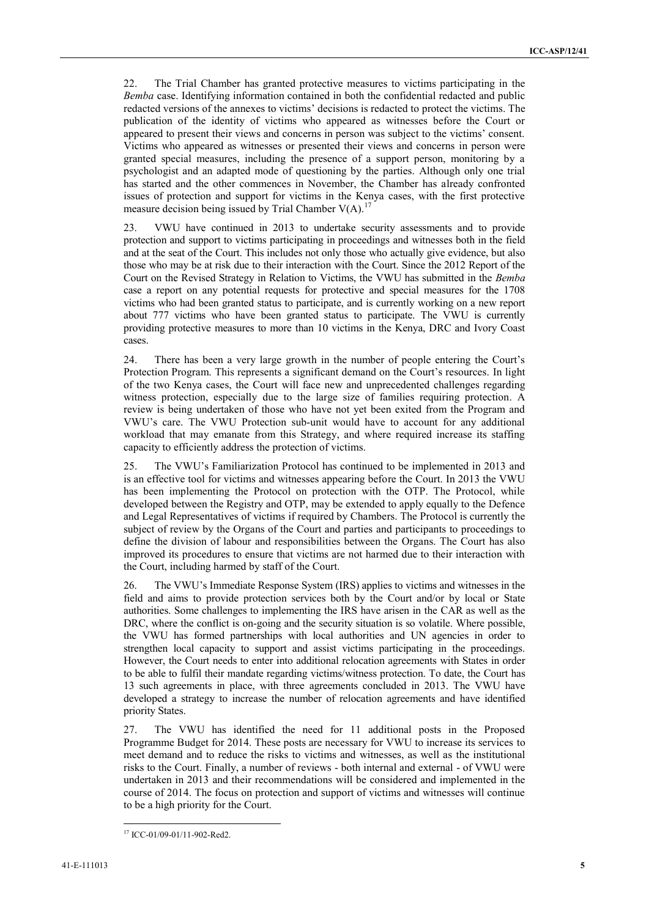22. The Trial Chamber has granted protective measures to victims participating in the *Bemba* case. Identifying information contained in both the confidential redacted and public redacted versions of the annexes to victims' decisions is redacted to protect the victims. The publication of the identity of victims who appeared as witnesses before the Court or appeared to present their views and concerns in person was subject to the victims' consent. Victims who appeared as witnesses or presented their views and concerns in person were granted special measures, including the presence of a support person, monitoring by a psychologist and an adapted mode of questioning by the parties. Although only one trial has started and the other commences in November, the Chamber has already confronted issues of protection and support for victims in the Kenya cases, with the first protective measure decision being issued by Trial Chamber V(A).[17]

23. VWU have continued in 2013 to undertake security assessments and to provide protection and support to victims participating in proceedings and witnesses both in the field and at the seat of the Court. This includes not only those who actually give evidence, but also those who may be at risk due to their interaction with the Court. Since the 2012 Report of the Court on the Revised Strategy in Relation to Victims, the VWU has submitted in the *Bemba* case a report on any potential requests for protective and special measures for the 1708 victims who had been granted status to participate, and is currently working on a new report about 777 victims who have been granted status to participate. The VWU is currently providing protective measures to more than 10 victims in the Kenya, DRC and Ivory Coast cases.

24. There has been a very large growth in the number of people entering the Court's Protection Program. This represents a significant demand on the Court's resources. In light of the two Kenya cases, the Court will face new and unprecedented challenges regarding witness protection, especially due to the large size of families requiring protection. A review is being undertaken of those who have not yet been exited from the Program and VWU's care. The VWU Protection sub-unit would have to account for any additional workload that may emanate from this Strategy, and where required increase its staffing capacity to efficiently address the protection of victims.

25. The VWU's Familiarization Protocol has continued to be implemented in 2013 and is an effective tool for victims and witnesses appearing before the Court. In 2013 the VWU has been implementing the Protocol on protection with the OTP. The Protocol, while developed between the Registry and OTP, may be extended to apply equally to the Defence and Legal Representatives of victims if required by Chambers. The Protocol is currently the subject of review by the Organs of the Court and parties and participants to proceedings to define the division of labour and responsibilities between the Organs. The Court has also improved its procedures to ensure that victims are not harmed due to their interaction with the Court, including harmed by staff of the Court.

26. The VWU's Immediate Response System (IRS) applies to victims and witnesses in the field and aims to provide protection services both by the Court and/or by local or State authorities. Some challenges to implementing the IRS have arisen in the CAR as well as the DRC, where the conflict is on-going and the security situation is so volatile. Where possible, the VWU has formed partnerships with local authorities and UN agencies in order to strengthen local capacity to support and assist victims participating in the proceedings. However, the Court needs to enter into additional relocation agreements with States in order to be able to fulfil their mandate regarding victims/witness protection. To date, the Court has 13 such agreements in place, with three agreements concluded in 2013. The VWU have developed a strategy to increase the number of relocation agreements and have identified priority States.

27. The VWU has identified the need for 11 additional posts in the Proposed Programme Budget for 2014. These posts are necessary for VWU to increase its services to meet demand and to reduce the risks to victims and witnesses, as well as the institutional risks to the Court. Finally, a number of reviews - both internal and external - of VWU were undertaken in 2013 and their recommendations will be considered and implemented in the course of 2014. The focus on protection and support of victims and witnesses will continue to be a high priority for the Court.

[17] ICC-01/09-01/11-902-Red2.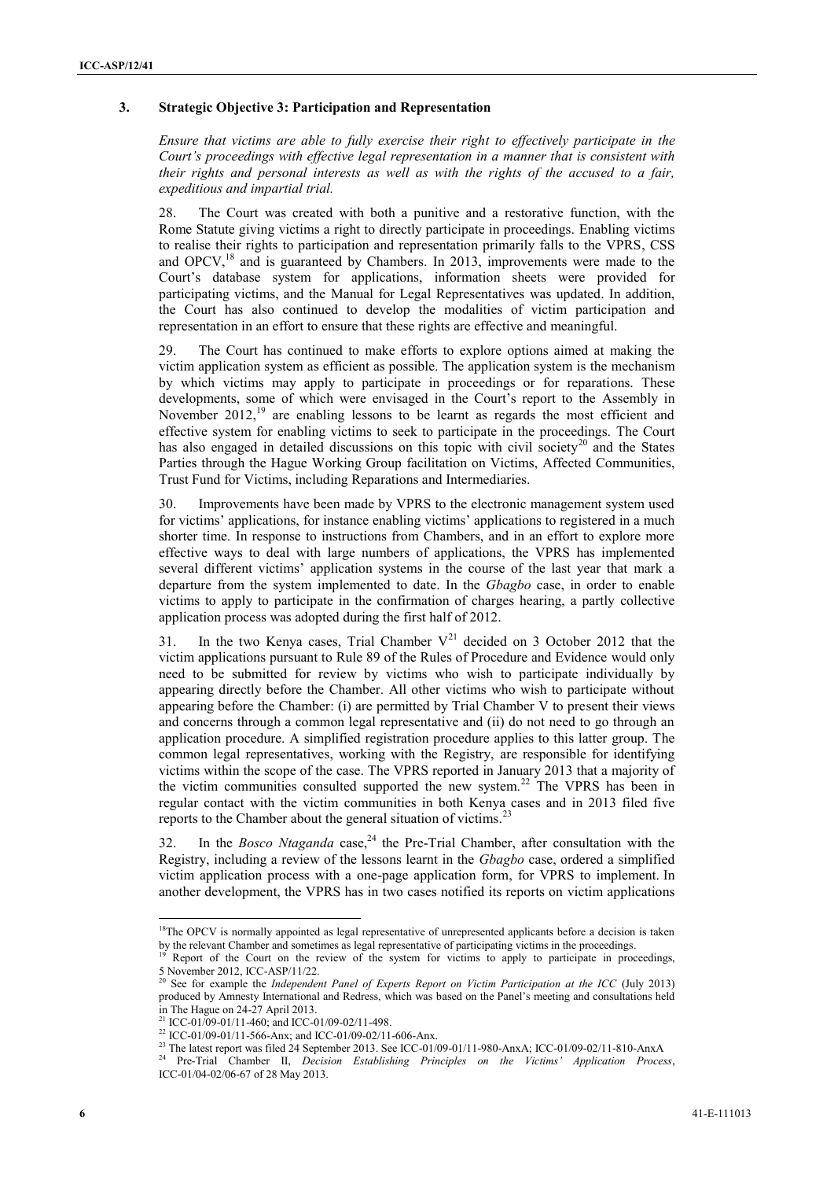### 3. Strategic Objective 3: Participation and Representation

*Ensure that victims are able to fully exercise their right to effectively participate in the Court's proceedings with effective legal representation in a manner that is consistent with their rights and personal interests as well as with the rights of the accused to a fair, expeditious and impartial trial.*

28. The Court was created with both a punitive and a restorative function, with the Rome Statute giving victims a right to directly participate in proceedings. Enabling victims to realise their rights to participation and representation primarily falls to the VPRS, CSS and OPCV,[18] and is guaranteed by Chambers. In 2013, improvements were made to the Court's database system for applications, information sheets were provided for participating victims, and the Manual for Legal Representatives was updated. In addition, the Court has also continued to develop the modalities of victim participation and representation in an effort to ensure that these rights are effective and meaningful.

29. The Court has continued to make efforts to explore options aimed at making the victim application system as efficient as possible. The application system is the mechanism by which victims may apply to participate in proceedings or for reparations. These developments, some of which were envisaged in the Court's report to the Assembly in November 2012,[19] are enabling lessons to be learnt as regards the most efficient and effective system for enabling victims to seek to participate in the proceedings. The Court has also engaged in detailed discussions on this topic with civil society[20] and the States Parties through the Hague Working Group facilitation on Victims, Affected Communities, Trust Fund for Victims, including Reparations and Intermediaries.

30. Improvements have been made by VPRS to the electronic management system used for victims' applications, for instance enabling victims' applications to registered in a much shorter time. In response to instructions from Chambers, and in an effort to explore more effective ways to deal with large numbers of applications, the VPRS has implemented several different victims' application systems in the course of the last year that mark a departure from the system implemented to date. In the *Gbagbo* case, in order to enable victims to apply to participate in the confirmation of charges hearing, a partly collective application process was adopted during the first half of 2012.

31. In the two Kenya cases, Trial Chamber V[21] decided on 3 October 2012 that the victim applications pursuant to Rule 89 of the Rules of Procedure and Evidence would only need to be submitted for review by victims who wish to participate individually by appearing directly before the Chamber. All other victims who wish to participate without appearing before the Chamber: (i) are permitted by Trial Chamber V to present their views and concerns through a common legal representative and (ii) do not need to go through an application procedure. A simplified registration procedure applies to this latter group. The common legal representatives, working with the Registry, are responsible for identifying victims within the scope of the case. The VPRS reported in January 2013 that a majority of the victim communities consulted supported the new system.[22] The VPRS has been in regular contact with the victim communities in both Kenya cases and in 2013 filed five reports to the Chamber about the general situation of victims.[23]

32. In the *Bosco Ntaganda* case,[24] the Pre-Trial Chamber, after consultation with the Registry, including a review of the lessons learnt in the *Gbagbo* case, ordered a simplified victim application process with a one-page application form, for VPRS to implement. In another development, the VPRS has in two cases notified its reports on victim applications

---

[18] The OPCV is normally appointed as legal representative of unrepresented applicants before a decision is taken by the relevant Chamber and sometimes as legal representative of participating victims in the proceedings.

[19] Report of the Court on the review of the system for victims to apply to participate in proceedings, 5 November 2012, ICC-ASP/11/22.

[20] See for example the *Independent Panel of Experts Report on Victim Participation at the ICC* (July 2013) produced by Amnesty International and Redress, which was based on the Panel's meeting and consultations held in The Hague on 24-27 April 2013.

[21] ICC-01/09-01/11-460; and ICC-01/09-02/11-498.

[22] ICC-01/09-01/11-566-Anx; and ICC-01/09-02/11-606-Anx.

[23] The latest report was filed 24 September 2013. See ICC-01/09-01/11-980-AnxA; ICC-01/09-02/11-810-AnxA

[24] Pre-Trial Chamber II, *Decision Establishing Principles on the Victims' Application Process*, ICC-01/04-02/06-67 of 28 May 2013.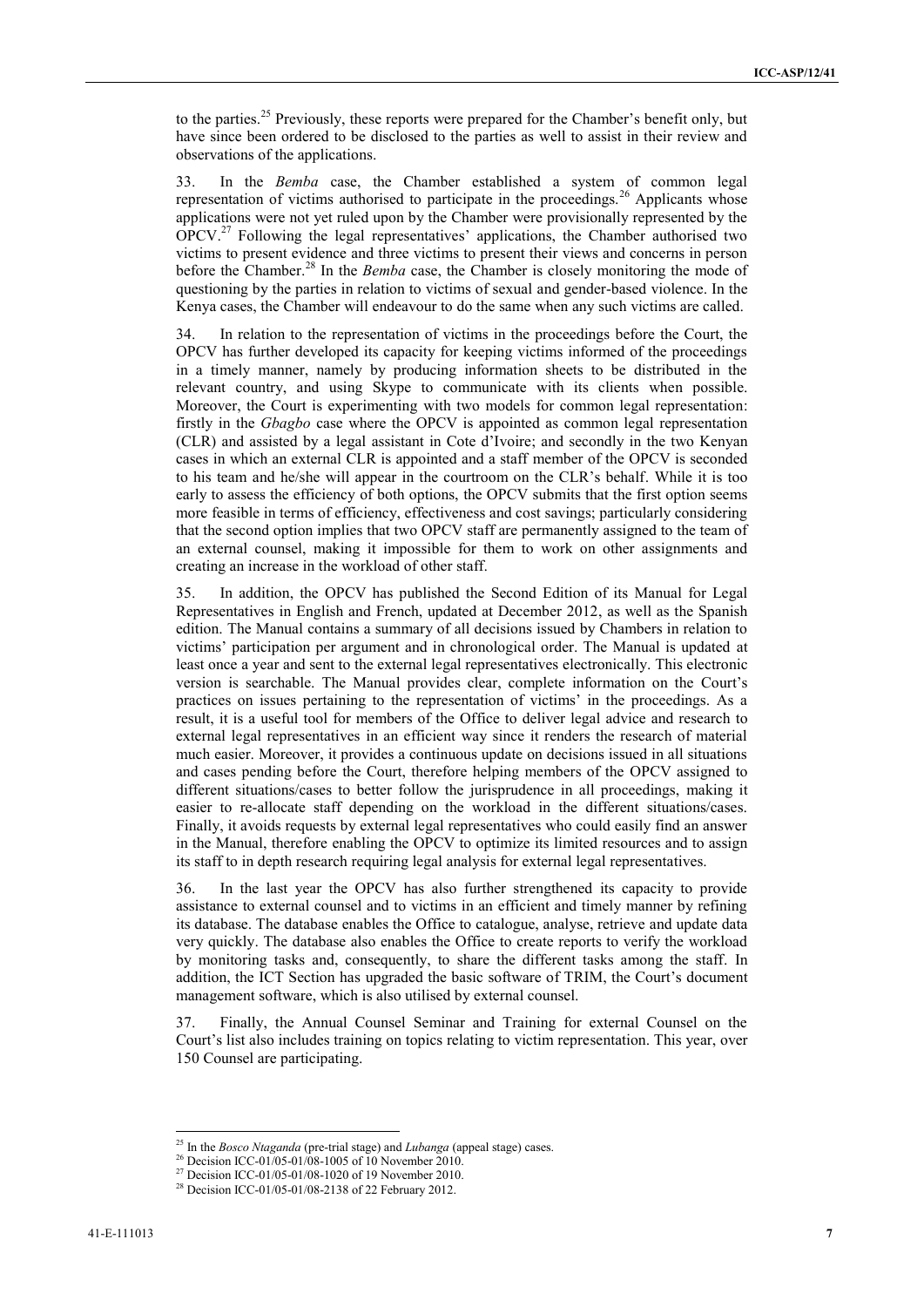to the parties.[25] Previously, these reports were prepared for the Chamber's benefit only, but have since been ordered to be disclosed to the parties as well to assist in their review and observations of the applications.

33. In the *Bemba* case, the Chamber established a system of common legal representation of victims authorised to participate in the proceedings.[26] Applicants whose applications were not yet ruled upon by the Chamber were provisionally represented by the OPCV.[27] Following the legal representatives' applications, the Chamber authorised two victims to present evidence and three victims to present their views and concerns in person before the Chamber.[28] In the *Bemba* case, the Chamber is closely monitoring the mode of questioning by the parties in relation to victims of sexual and gender-based violence. In the Kenya cases, the Chamber will endeavour to do the same when any such victims are called.

34. In relation to the representation of victims in the proceedings before the Court, the OPCV has further developed its capacity for keeping victims informed of the proceedings in a timely manner, namely by producing information sheets to be distributed in the relevant country, and using Skype to communicate with its clients when possible. Moreover, the Court is experimenting with two models for common legal representation: firstly in the *Gbagbo* case where the OPCV is appointed as common legal representation (CLR) and assisted by a legal assistant in Cote d'Ivoire; and secondly in the two Kenyan cases in which an external CLR is appointed and a staff member of the OPCV is seconded to his team and he/she will appear in the courtroom on the CLR's behalf. While it is too early to assess the efficiency of both options, the OPCV submits that the first option seems more feasible in terms of efficiency, effectiveness and cost savings; particularly considering that the second option implies that two OPCV staff are permanently assigned to the team of an external counsel, making it impossible for them to work on other assignments and creating an increase in the workload of other staff.

35. In addition, the OPCV has published the Second Edition of its Manual for Legal Representatives in English and French, updated at December 2012, as well as the Spanish edition. The Manual contains a summary of all decisions issued by Chambers in relation to victims' participation per argument and in chronological order. The Manual is updated at least once a year and sent to the external legal representatives electronically. This electronic version is searchable. The Manual provides clear, complete information on the Court's practices on issues pertaining to the representation of victims' in the proceedings. As a result, it is a useful tool for members of the Office to deliver legal advice and research to external legal representatives in an efficient way since it renders the research of material much easier. Moreover, it provides a continuous update on decisions issued in all situations and cases pending before the Court, therefore helping members of the OPCV assigned to different situations/cases to better follow the jurisprudence in all proceedings, making it easier to re-allocate staff depending on the workload in the different situations/cases. Finally, it avoids requests by external legal representatives who could easily find an answer in the Manual, therefore enabling the OPCV to optimize its limited resources and to assign its staff to in depth research requiring legal analysis for external legal representatives.

36. In the last year the OPCV has also further strengthened its capacity to provide assistance to external counsel and to victims in an efficient and timely manner by refining its database. The database enables the Office to catalogue, analyse, retrieve and update data very quickly. The database also enables the Office to create reports to verify the workload by monitoring tasks and, consequently, to share the different tasks among the staff. In addition, the ICT Section has upgraded the basic software of TRIM, the Court's document management software, which is also utilised by external counsel.

37. Finally, the Annual Counsel Seminar and Training for external Counsel on the Court's list also includes training on topics relating to victim representation. This year, over 150 Counsel are participating.

---

[25] In the *Bosco Ntaganda* (pre-trial stage) and *Lubanga* (appeal stage) cases.

[26] Decision ICC-01/05-01/08-1005 of 10 November 2010.

[27] Decision ICC-01/05-01/08-1020 of 19 November 2010.

[28] Decision ICC-01/05-01/08-2138 of 22 February 2012.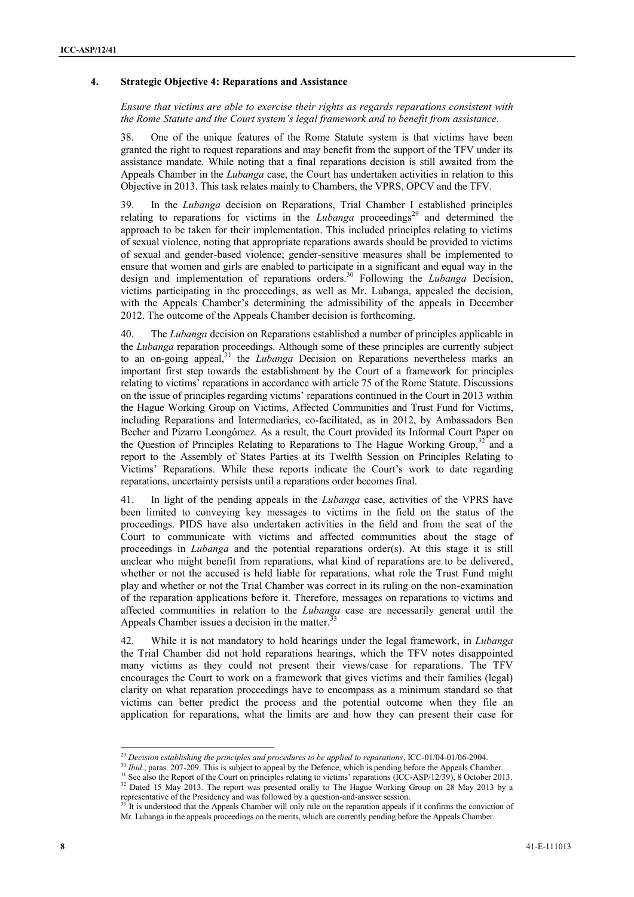#### 4. Strategic Objective 4: Reparations and Assistance

*Ensure that victims are able to exercise their rights as regards reparations consistent with the Rome Statute and the Court system's legal framework and to benefit from assistance.*

38. One of the unique features of the Rome Statute system is that victims have been granted the right to request reparations and may benefit from the support of the TFV under its assistance mandate. While noting that a final reparations decision is still awaited from the Appeals Chamber in the *Lubanga* case, the Court has undertaken activities in relation to this Objective in 2013. This task relates mainly to Chambers, the VPRS, OPCV and the TFV.

39. In the *Lubanga* decision on Reparations, Trial Chamber I established principles relating to reparations for victims in the *Lubanga* proceedings[29] and determined the approach to be taken for their implementation. This included principles relating to victims of sexual violence, noting that appropriate reparations awards should be provided to victims of sexual and gender-based violence; gender-sensitive measures shall be implemented to ensure that women and girls are enabled to participate in a significant and equal way in the design and implementation of reparations orders.[30] Following the *Lubanga* Decision, victims participating in the proceedings, as well as Mr. Lubanga, appealed the decision, with the Appeals Chamber's determining the admissibility of the appeals in December 2012. The outcome of the Appeals Chamber decision is forthcoming.

40. The *Lubanga* decision on Reparations established a number of principles applicable in the *Lubanga* reparation proceedings. Although some of these principles are currently subject to an on-going appeal,[31] the *Lubanga* Decision on Reparations nevertheless marks an important first step towards the establishment by the Court of a framework for principles relating to victims' reparations in accordance with article 75 of the Rome Statute. Discussions on the issue of principles regarding victims' reparations continued in the Court in 2013 within the Hague Working Group on Victims, Affected Communities and Trust Fund for Victims, including Reparations and Intermediaries, co-facilitated, as in 2012, by Ambassadors Ben Becher and Pizarro Leongómez. As a result, the Court provided its Informal Court Paper on the Question of Principles Relating to Reparations to The Hague Working Group,[32] and a report to the Assembly of States Parties at its Twelfth Session on Principles Relating to Victims' Reparations. While these reports indicate the Court's work to date regarding reparations, uncertainty persists until a reparations order becomes final.

41. In light of the pending appeals in the *Lubanga* case, activities of the VPRS have been limited to conveying key messages to victims in the field on the status of the proceedings. PIDS have also undertaken activities in the field and from the seat of the Court to communicate with victims and affected communities about the stage of proceedings in *Lubanga* and the potential reparations order(s). At this stage it is still unclear who might benefit from reparations, what kind of reparations are to be delivered, whether or not the accused is held liable for reparations, what role the Trust Fund might play and whether or not the Trial Chamber was correct in its ruling on the non-examination of the reparation applications before it. Therefore, messages on reparations to victims and affected communities in relation to the *Lubanga* case are necessarily general until the Appeals Chamber issues a decision in the matter.[33]

42. While it is not mandatory to hold hearings under the legal framework, in *Lubanga* the Trial Chamber did not hold reparations hearings, which the TFV notes disappointed many victims as they could not present their views/case for reparations. The TFV encourages the Court to work on a framework that gives victims and their families (legal) clarity on what reparation proceedings have to encompass as a minimum standard so that victims can better predict the process and the potential outcome when they file an application for reparations, what the limits are and how they can present their case for

---

[29] *Decision establishing the principles and procedures to be applied to reparations*, ICC-01/04-01/06-2904.

[30] *Ibid*., paras. 207-209. This is subject to appeal by the Defence, which is pending before the Appeals Chamber.

[31] See also the Report of the Court on principles relating to victims' reparations (ICC-ASP/12/39), 8 October 2013.

[32] Dated 15 May 2013. The report was presented orally to The Hague Working Group on 28 May 2013 by a representative of the Presidency and was followed by a question-and-answer session.

[33] It is understood that the Appeals Chamber will only rule on the reparation appeals if it confirms the conviction of Mr. Lubanga in the appeals proceedings on the merits, which are currently pending before the Appeals Chamber.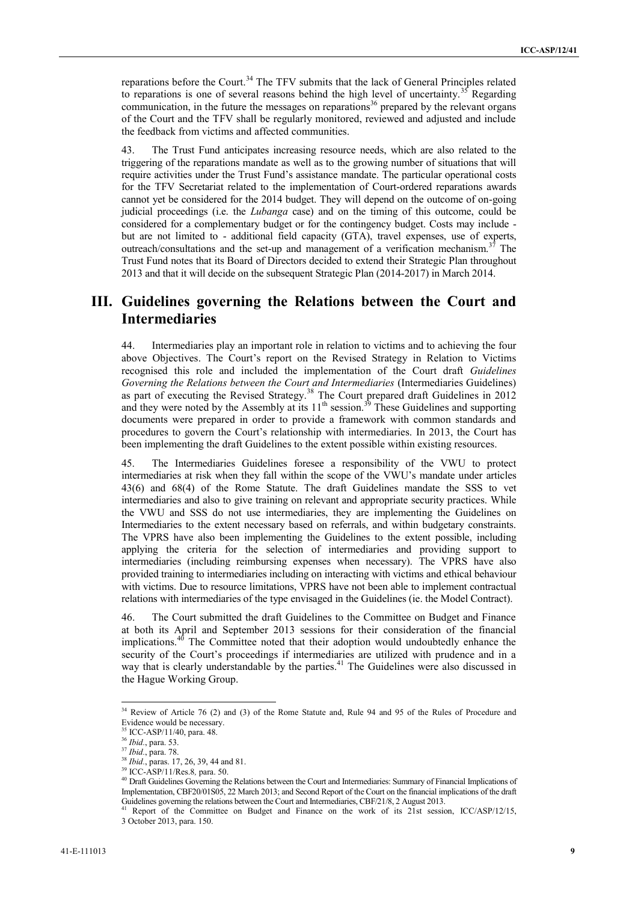reparations before the Court.[34] The TFV submits that the lack of General Principles related to reparations is one of several reasons behind the high level of uncertainty.[35] Regarding communication, in the future the messages on reparations[36] prepared by the relevant organs of the Court and the TFV shall be regularly monitored, reviewed and adjusted and include the feedback from victims and affected communities.

43. The Trust Fund anticipates increasing resource needs, which are also related to the triggering of the reparations mandate as well as to the growing number of situations that will require activities under the Trust Fund's assistance mandate. The particular operational costs for the TFV Secretariat related to the implementation of Court-ordered reparations awards cannot yet be considered for the 2014 budget. They will depend on the outcome of on-going judicial proceedings (i.e. the *Lubanga* case) and on the timing of this outcome, could be considered for a complementary budget or for the contingency budget. Costs may include - but are not limited to - additional field capacity (GTA), travel expenses, use of experts, outreach/consultations and the set-up and management of a verification mechanism.[37] The Trust Fund notes that its Board of Directors decided to extend their Strategic Plan throughout 2013 and that it will decide on the subsequent Strategic Plan (2014-2017) in March 2014.

# III. Guidelines governing the Relations between the Court and Intermediaries

44. Intermediaries play an important role in relation to victims and to achieving the four above Objectives. The Court's report on the Revised Strategy in Relation to Victims recognised this role and included the implementation of the Court draft *Guidelines Governing the Relations between the Court and Intermediaries* (Intermediaries Guidelines) as part of executing the Revised Strategy.[38] The Court prepared draft Guidelines in 2012 and they were noted by the Assembly at its 11th session.[39] These Guidelines and supporting documents were prepared in order to provide a framework with common standards and procedures to govern the Court's relationship with intermediaries. In 2013, the Court has been implementing the draft Guidelines to the extent possible within existing resources.

45. The Intermediaries Guidelines foresee a responsibility of the VWU to protect intermediaries at risk when they fall within the scope of the VWU's mandate under articles 43(6) and 68(4) of the Rome Statute. The draft Guidelines mandate the SSS to vet intermediaries and also to give training on relevant and appropriate security practices. While the VWU and SSS do not use intermediaries, they are implementing the Guidelines on Intermediaries to the extent necessary based on referrals, and within budgetary constraints. The VPRS have also been implementing the Guidelines to the extent possible, including applying the criteria for the selection of intermediaries and providing support to intermediaries (including reimbursing expenses when necessary). The VPRS have also provided training to intermediaries including on interacting with victims and ethical behaviour with victims. Due to resource limitations, VPRS have not been able to implement contractual relations with intermediaries of the type envisaged in the Guidelines (ie. the Model Contract).

46. The Court submitted the draft Guidelines to the Committee on Budget and Finance at both its April and September 2013 sessions for their consideration of the financial implications.[40] The Committee noted that their adoption would undoubtedly enhance the security of the Court's proceedings if intermediaries are utilized with prudence and in a way that is clearly understandable by the parties.[41] The Guidelines were also discussed in the Hague Working Group.

---

[34] Review of Article 76 (2) and (3) of the Rome Statute and, Rule 94 and 95 of the Rules of Procedure and Evidence would be necessary.

[35] ICC-ASP/11/40, para. 48.

[36] *Ibid*., para. 53.

[37] *Ibid*., para. 78.

[38] *Ibid*., paras. 17, 26, 39, 44 and 81.

[39] ICC-ASP/11/Res.8, para. 50.

[40] Draft Guidelines Governing the Relations between the Court and Intermediaries: Summary of Financial Implications of Implementation, CBF20/01S05, 22 March 2013; and Second Report of the Court on the financial implications of the draft Guidelines governing the relations between the Court and Intermediaries, CBF/21/8, 2 August 2013.

[41] Report of the Committee on Budget and Finance on the work of its 21st session, ICC/ASP/12/15, 3 October 2013, para. 150.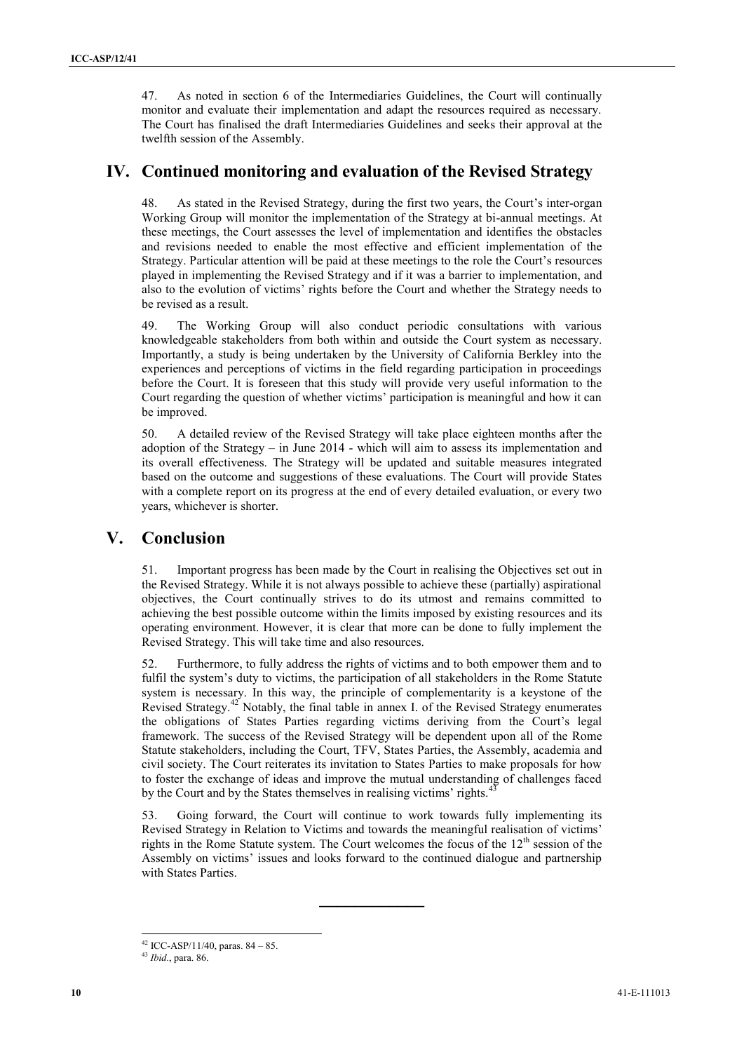47. As noted in section 6 of the Intermediaries Guidelines, the Court will continually monitor and evaluate their implementation and adapt the resources required as necessary. The Court has finalised the draft Intermediaries Guidelines and seeks their approval at the twelfth session of the Assembly.

# IV. Continued monitoring and evaluation of the Revised Strategy

48. As stated in the Revised Strategy, during the first two years, the Court's inter-organ Working Group will monitor the implementation of the Strategy at bi-annual meetings. At these meetings, the Court assesses the level of implementation and identifies the obstacles and revisions needed to enable the most effective and efficient implementation of the Strategy. Particular attention will be paid at these meetings to the role the Court's resources played in implementing the Revised Strategy and if it was a barrier to implementation, and also to the evolution of victims' rights before the Court and whether the Strategy needs to be revised as a result.

49. The Working Group will also conduct periodic consultations with various knowledgeable stakeholders from both within and outside the Court system as necessary. Importantly, a study is being undertaken by the University of California Berkley into the experiences and perceptions of victims in the field regarding participation in proceedings before the Court. It is foreseen that this study will provide very useful information to the Court regarding the question of whether victims' participation is meaningful and how it can be improved.

50. A detailed review of the Revised Strategy will take place eighteen months after the adoption of the Strategy – in June 2014 - which will aim to assess its implementation and its overall effectiveness. The Strategy will be updated and suitable measures integrated based on the outcome and suggestions of these evaluations. The Court will provide States with a complete report on its progress at the end of every detailed evaluation, or every two years, whichever is shorter.

# V. Conclusion

51. Important progress has been made by the Court in realising the Objectives set out in the Revised Strategy. While it is not always possible to achieve these (partially) aspirational objectives, the Court continually strives to do its utmost and remains committed to achieving the best possible outcome within the limits imposed by existing resources and its operating environment. However, it is clear that more can be done to fully implement the Revised Strategy. This will take time and also resources.

52. Furthermore, to fully address the rights of victims and to both empower them and to fulfil the system's duty to victims, the participation of all stakeholders in the Rome Statute system is necessary. In this way, the principle of complementarity is a keystone of the Revised Strategy.[42] Notably, the final table in annex I. of the Revised Strategy enumerates the obligations of States Parties regarding victims deriving from the Court's legal framework. The success of the Revised Strategy will be dependent upon all of the Rome Statute stakeholders, including the Court, TFV, States Parties, the Assembly, academia and civil society. The Court reiterates its invitation to States Parties to make proposals for how to foster the exchange of ideas and improve the mutual understanding of challenges faced by the Court and by the States themselves in realising victims' rights.[43]

53. Going forward, the Court will continue to work towards fully implementing its Revised Strategy in Relation to Victims and towards the meaningful realisation of victims' rights in the Rome Statute system. The Court welcomes the focus of the 12th session of the Assembly on victims' issues and looks forward to the continued dialogue and partnership with States Parties.

---

[42] ICC-ASP/11/40, paras. 84 – 85.

[43] *Ibid*., para. 86.